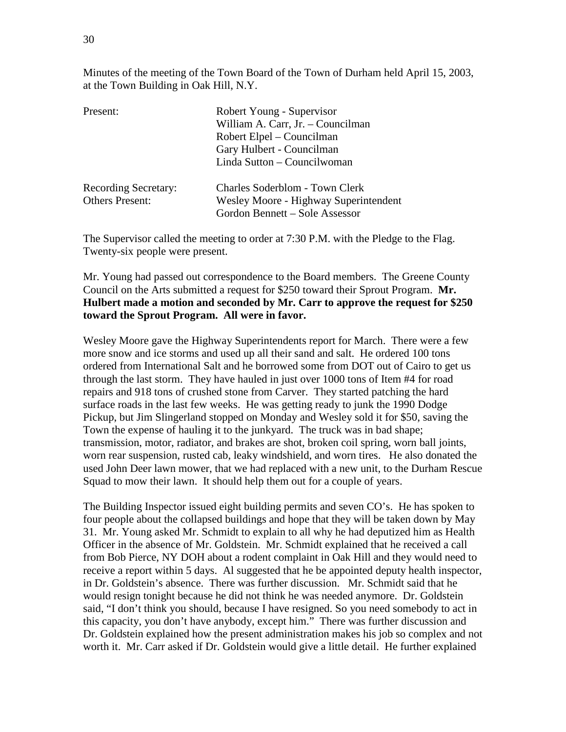Minutes of the meeting of the Town Board of the Town of Durham held April 15, 2003, at the Town Building in Oak Hill, N.Y.

| | |
|---|---|
| Present: | Robert Young - Supervisor |
| | William A. Carr, Jr. – Councilman |
| | Robert Elpel – Councilman |
| | Gary Hulbert - Councilman |
| | Linda Sutton – Councilwoman |
| Recording Secretary: | Charles Soderblom - Town Clerk |
| Others Present: | Wesley Moore - Highway Superintendent |
| | Gordon Bennett – Sole Assessor |

The Supervisor called the meeting to order at 7:30 P.M. with the Pledge to the Flag. Twenty-six people were present.

Mr. Young had passed out correspondence to the Board members. The Greene County Council on the Arts submitted a request for $250 toward their Sprout Program. **Mr. Hulbert made a motion and seconded by Mr. Carr to approve the request for $250 toward the Sprout Program. All were in favor.**

Wesley Moore gave the Highway Superintendents report for March. There were a few more snow and ice storms and used up all their sand and salt. He ordered 100 tons ordered from International Salt and he borrowed some from DOT out of Cairo to get us through the last storm. They have hauled in just over 1000 tons of Item #4 for road repairs and 918 tons of crushed stone from Carver. They started patching the hard surface roads in the last few weeks. He was getting ready to junk the 1990 Dodge Pickup, but Jim Slingerland stopped on Monday and Wesley sold it for $50, saving the Town the expense of hauling it to the junkyard. The truck was in bad shape; transmission, motor, radiator, and brakes are shot, broken coil spring, worn ball joints, worn rear suspension, rusted cab, leaky windshield, and worn tires. He also donated the used John Deer lawn mower, that we had replaced with a new unit, to the Durham Rescue Squad to mow their lawn. It should help them out for a couple of years.

The Building Inspector issued eight building permits and seven CO's. He has spoken to four people about the collapsed buildings and hope that they will be taken down by May 31. Mr. Young asked Mr. Schmidt to explain to all why he had deputized him as Health Officer in the absence of Mr. Goldstein. Mr. Schmidt explained that he received a call from Bob Pierce, NY DOH about a rodent complaint in Oak Hill and they would need to receive a report within 5 days. Al suggested that he be appointed deputy health inspector, in Dr. Goldstein's absence. There was further discussion. Mr. Schmidt said that he would resign tonight because he did not think he was needed anymore. Dr. Goldstein said, "I don't think you should, because I have resigned. So you need somebody to act in this capacity, you don't have anybody, except him." There was further discussion and Dr. Goldstein explained how the present administration makes his job so complex and not worth it. Mr. Carr asked if Dr. Goldstein would give a little detail. He further explained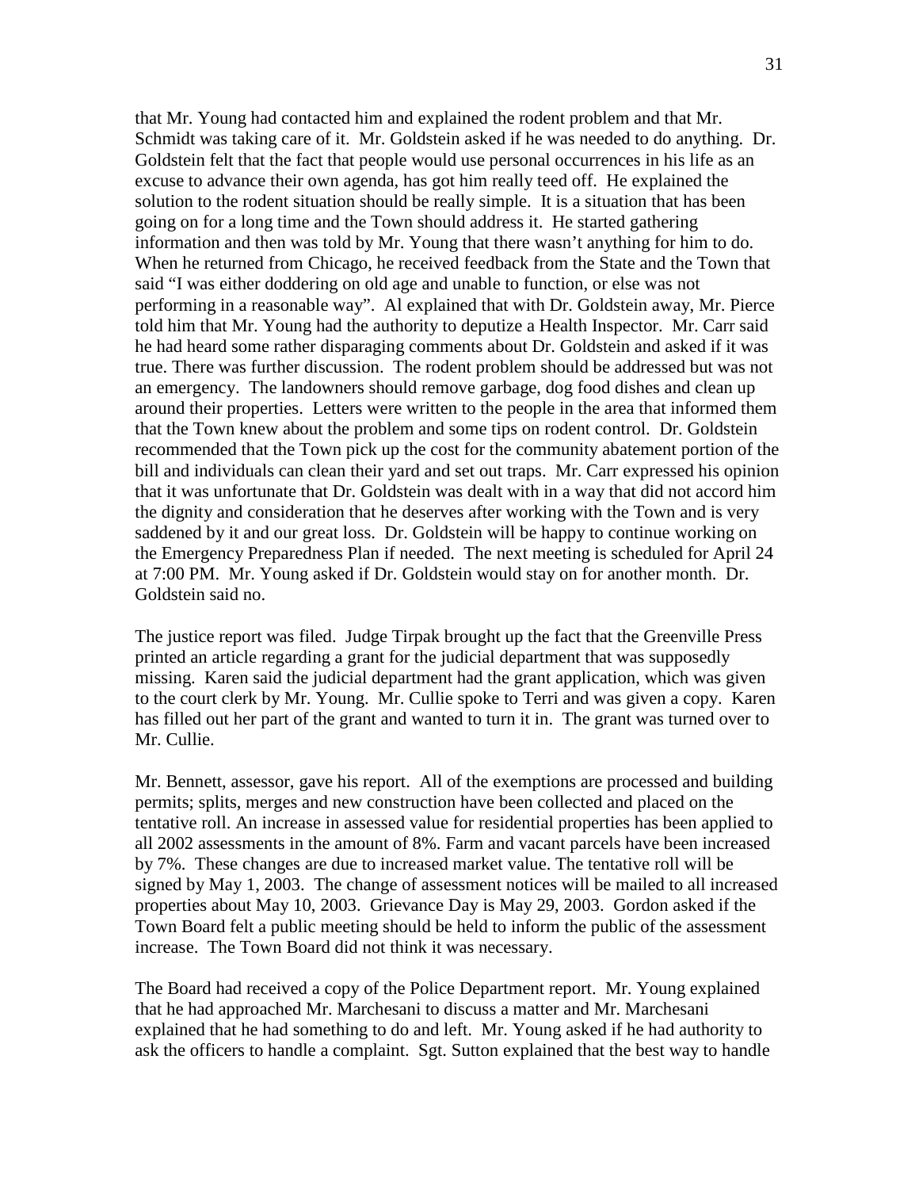that Mr. Young had contacted him and explained the rodent problem and that Mr. Schmidt was taking care of it. Mr. Goldstein asked if he was needed to do anything. Dr. Goldstein felt that the fact that people would use personal occurrences in his life as an excuse to advance their own agenda, has got him really teed off. He explained the solution to the rodent situation should be really simple. It is a situation that has been going on for a long time and the Town should address it. He started gathering information and then was told by Mr. Young that there wasn't anything for him to do. When he returned from Chicago, he received feedback from the State and the Town that said "I was either doddering on old age and unable to function, or else was not performing in a reasonable way". Al explained that with Dr. Goldstein away, Mr. Pierce told him that Mr. Young had the authority to deputize a Health Inspector. Mr. Carr said he had heard some rather disparaging comments about Dr. Goldstein and asked if it was true. There was further discussion. The rodent problem should be addressed but was not an emergency. The landowners should remove garbage, dog food dishes and clean up around their properties. Letters were written to the people in the area that informed them that the Town knew about the problem and some tips on rodent control. Dr. Goldstein recommended that the Town pick up the cost for the community abatement portion of the bill and individuals can clean their yard and set out traps. Mr. Carr expressed his opinion that it was unfortunate that Dr. Goldstein was dealt with in a way that did not accord him the dignity and consideration that he deserves after working with the Town and is very saddened by it and our great loss. Dr. Goldstein will be happy to continue working on the Emergency Preparedness Plan if needed. The next meeting is scheduled for April 24 at 7:00 PM. Mr. Young asked if Dr. Goldstein would stay on for another month. Dr. Goldstein said no.

The justice report was filed. Judge Tirpak brought up the fact that the Greenville Press printed an article regarding a grant for the judicial department that was supposedly missing. Karen said the judicial department had the grant application, which was given to the court clerk by Mr. Young. Mr. Cullie spoke to Terri and was given a copy. Karen has filled out her part of the grant and wanted to turn it in. The grant was turned over to Mr. Cullie.

Mr. Bennett, assessor, gave his report. All of the exemptions are processed and building permits; splits, merges and new construction have been collected and placed on the tentative roll. An increase in assessed value for residential properties has been applied to all 2002 assessments in the amount of 8%. Farm and vacant parcels have been increased by 7%. These changes are due to increased market value. The tentative roll will be signed by May 1, 2003. The change of assessment notices will be mailed to all increased properties about May 10, 2003. Grievance Day is May 29, 2003. Gordon asked if the Town Board felt a public meeting should be held to inform the public of the assessment increase. The Town Board did not think it was necessary.

The Board had received a copy of the Police Department report. Mr. Young explained that he had approached Mr. Marchesani to discuss a matter and Mr. Marchesani explained that he had something to do and left. Mr. Young asked if he had authority to ask the officers to handle a complaint. Sgt. Sutton explained that the best way to handle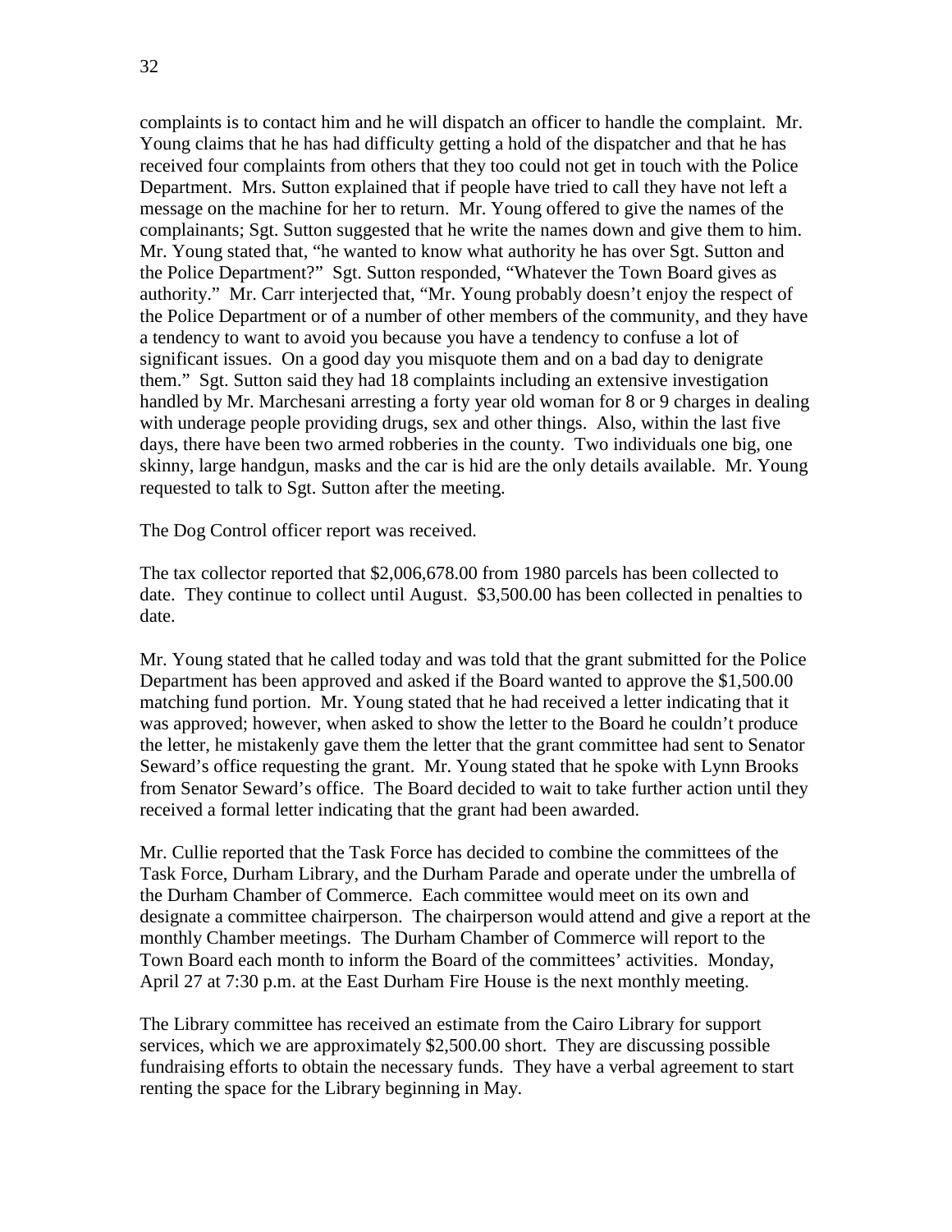complaints is to contact him and he will dispatch an officer to handle the complaint. Mr. Young claims that he has had difficulty getting a hold of the dispatcher and that he has received four complaints from others that they too could not get in touch with the Police Department. Mrs. Sutton explained that if people have tried to call they have not left a message on the machine for her to return. Mr. Young offered to give the names of the complainants; Sgt. Sutton suggested that he write the names down and give them to him. Mr. Young stated that, "he wanted to know what authority he has over Sgt. Sutton and the Police Department?" Sgt. Sutton responded, "Whatever the Town Board gives as authority." Mr. Carr interjected that, "Mr. Young probably doesn't enjoy the respect of the Police Department or of a number of other members of the community, and they have a tendency to want to avoid you because you have a tendency to confuse a lot of significant issues. On a good day you misquote them and on a bad day to denigrate them." Sgt. Sutton said they had 18 complaints including an extensive investigation handled by Mr. Marchesani arresting a forty year old woman for 8 or 9 charges in dealing with underage people providing drugs, sex and other things. Also, within the last five days, there have been two armed robberies in the county. Two individuals one big, one skinny, large handgun, masks and the car is hid are the only details available. Mr. Young requested to talk to Sgt. Sutton after the meeting.

The Dog Control officer report was received.

The tax collector reported that $2,006,678.00 from 1980 parcels has been collected to date. They continue to collect until August. $3,500.00 has been collected in penalties to date.

Mr. Young stated that he called today and was told that the grant submitted for the Police Department has been approved and asked if the Board wanted to approve the $1,500.00 matching fund portion. Mr. Young stated that he had received a letter indicating that it was approved; however, when asked to show the letter to the Board he couldn't produce the letter, he mistakenly gave them the letter that the grant committee had sent to Senator Seward's office requesting the grant. Mr. Young stated that he spoke with Lynn Brooks from Senator Seward's office. The Board decided to wait to take further action until they received a formal letter indicating that the grant had been awarded.

Mr. Cullie reported that the Task Force has decided to combine the committees of the Task Force, Durham Library, and the Durham Parade and operate under the umbrella of the Durham Chamber of Commerce. Each committee would meet on its own and designate a committee chairperson. The chairperson would attend and give a report at the monthly Chamber meetings. The Durham Chamber of Commerce will report to the Town Board each month to inform the Board of the committees' activities. Monday, April 27 at 7:30 p.m. at the East Durham Fire House is the next monthly meeting.

The Library committee has received an estimate from the Cairo Library for support services, which we are approximately $2,500.00 short. They are discussing possible fundraising efforts to obtain the necessary funds. They have a verbal agreement to start renting the space for the Library beginning in May.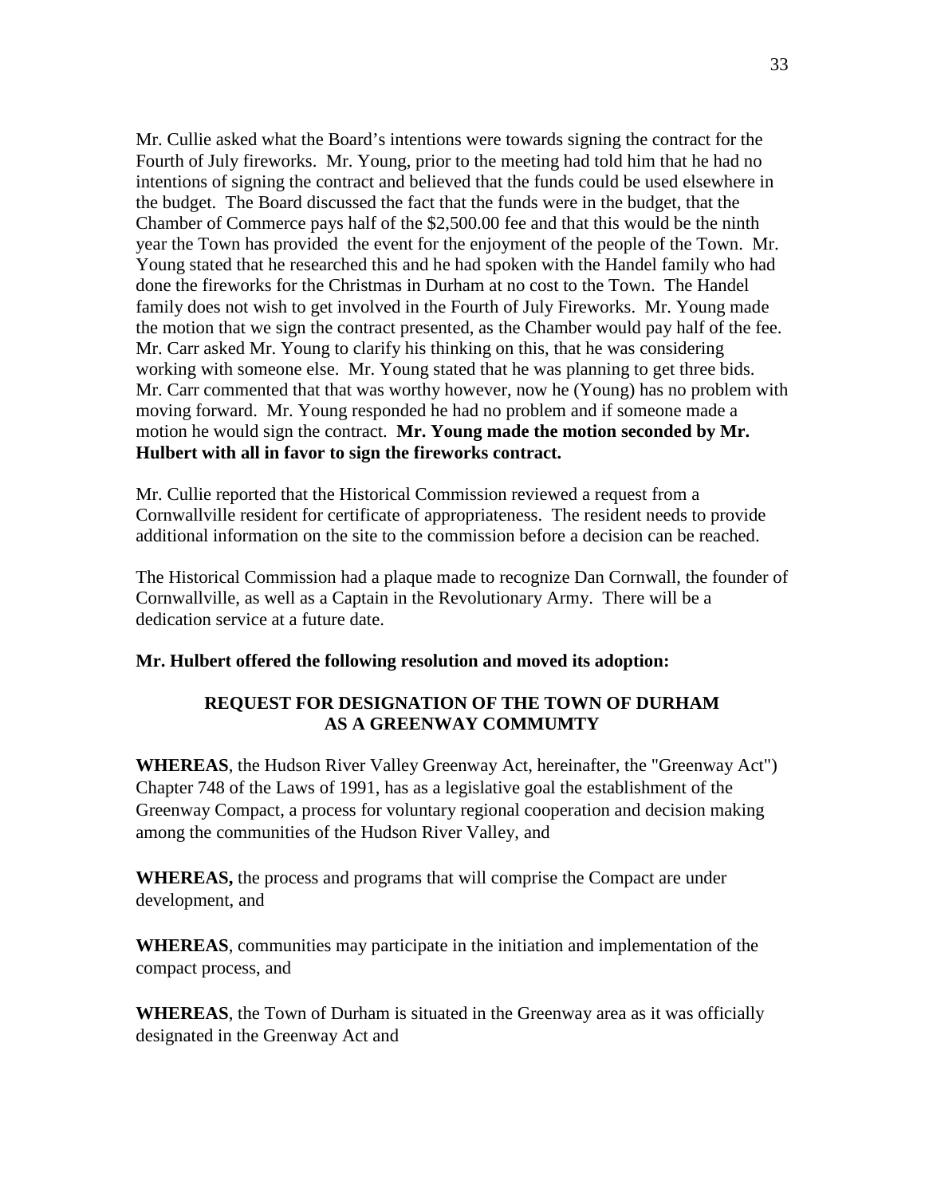Mr. Cullie asked what the Board's intentions were towards signing the contract for the Fourth of July fireworks. Mr. Young, prior to the meeting had told him that he had no intentions of signing the contract and believed that the funds could be used elsewhere in the budget. The Board discussed the fact that the funds were in the budget, that the Chamber of Commerce pays half of the $2,500.00 fee and that this would be the ninth year the Town has provided the event for the enjoyment of the people of the Town. Mr. Young stated that he researched this and he had spoken with the Handel family who had done the fireworks for the Christmas in Durham at no cost to the Town. The Handel family does not wish to get involved in the Fourth of July Fireworks. Mr. Young made the motion that we sign the contract presented, as the Chamber would pay half of the fee. Mr. Carr asked Mr. Young to clarify his thinking on this, that he was considering working with someone else. Mr. Young stated that he was planning to get three bids. Mr. Carr commented that that was worthy however, now he (Young) has no problem with moving forward. Mr. Young responded he had no problem and if someone made a motion he would sign the contract. **Mr. Young made the motion seconded by Mr. Hulbert with all in favor to sign the fireworks contract.**

Mr. Cullie reported that the Historical Commission reviewed a request from a Cornwallville resident for certificate of appropriateness. The resident needs to provide additional information on the site to the commission before a decision can be reached.

The Historical Commission had a plaque made to recognize Dan Cornwall, the founder of Cornwallville, as well as a Captain in the Revolutionary Army. There will be a dedication service at a future date.

**Mr. Hulbert offered the following resolution and moved its adoption:**

**REQUEST FOR DESIGNATION OF THE TOWN OF DURHAM AS A GREENWAY COMMUMTY**

**WHEREAS**, the Hudson River Valley Greenway Act, hereinafter, the "Greenway Act") Chapter 748 of the Laws of 1991, has as a legislative goal the establishment of the Greenway Compact, a process for voluntary regional cooperation and decision making among the communities of the Hudson River Valley, and

**WHEREAS,** the process and programs that will comprise the Compact are under development, and

**WHEREAS**, communities may participate in the initiation and implementation of the compact process, and

**WHEREAS**, the Town of Durham is situated in the Greenway area as it was officially designated in the Greenway Act and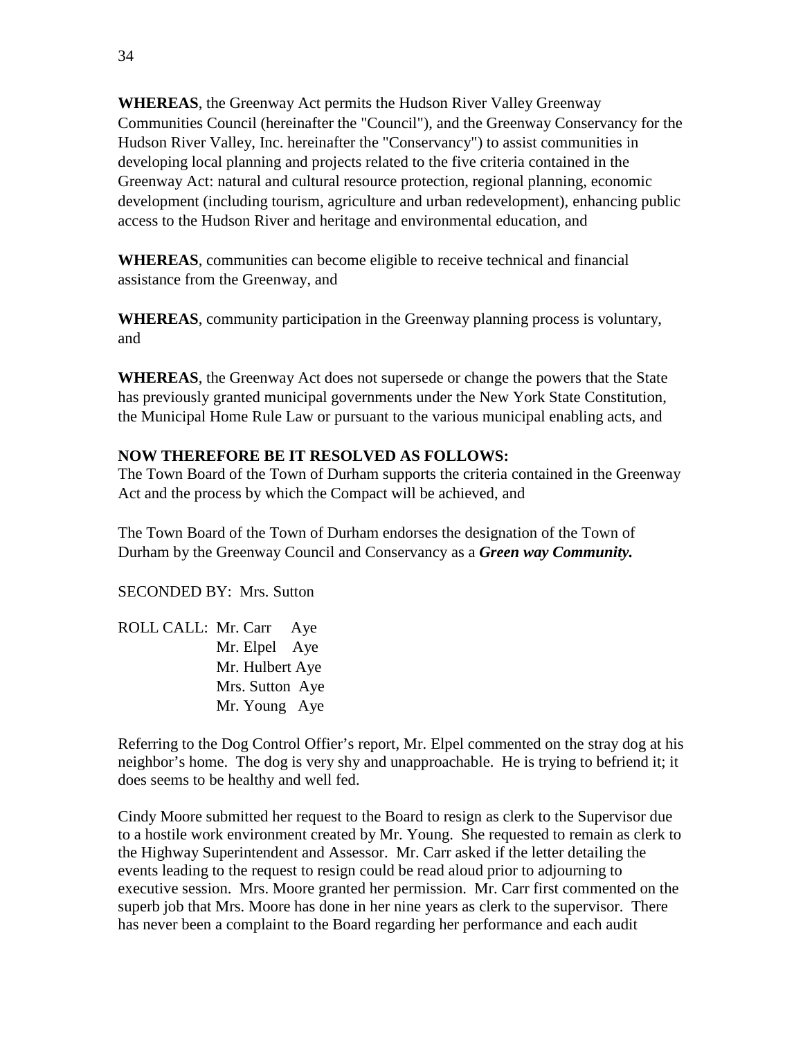**WHEREAS**, the Greenway Act permits the Hudson River Valley Greenway Communities Council (hereinafter the "Council"), and the Greenway Conservancy for the Hudson River Valley, Inc. hereinafter the "Conservancy") to assist communities in developing local planning and projects related to the five criteria contained in the Greenway Act: natural and cultural resource protection, regional planning, economic development (including tourism, agriculture and urban redevelopment), enhancing public access to the Hudson River and heritage and environmental education, and

**WHEREAS**, communities can become eligible to receive technical and financial assistance from the Greenway, and

**WHEREAS**, community participation in the Greenway planning process is voluntary, and

**WHEREAS**, the Greenway Act does not supersede or change the powers that the State has previously granted municipal governments under the New York State Constitution, the Municipal Home Rule Law or pursuant to the various municipal enabling acts, and

**NOW THEREFORE BE IT RESOLVED AS FOLLOWS:**
The Town Board of the Town of Durham supports the criteria contained in the Greenway Act and the process by which the Compact will be achieved, and

The Town Board of the Town of Durham endorses the designation of the Town of Durham by the Greenway Council and Conservancy as a ***Green way Community.***

SECONDED BY: Mrs. Sutton

ROLL CALL: Mr. Carr Aye
Mr. Elpel Aye
Mr. Hulbert Aye
Mrs. Sutton Aye
Mr. Young Aye

Referring to the Dog Control Offier's report, Mr. Elpel commented on the stray dog at his neighbor's home. The dog is very shy and unapproachable. He is trying to befriend it; it does seems to be healthy and well fed.

Cindy Moore submitted her request to the Board to resign as clerk to the Supervisor due to a hostile work environment created by Mr. Young. She requested to remain as clerk to the Highway Superintendent and Assessor. Mr. Carr asked if the letter detailing the events leading to the request to resign could be read aloud prior to adjourning to executive session. Mrs. Moore granted her permission. Mr. Carr first commented on the superb job that Mrs. Moore has done in her nine years as clerk to the supervisor. There has never been a complaint to the Board regarding her performance and each audit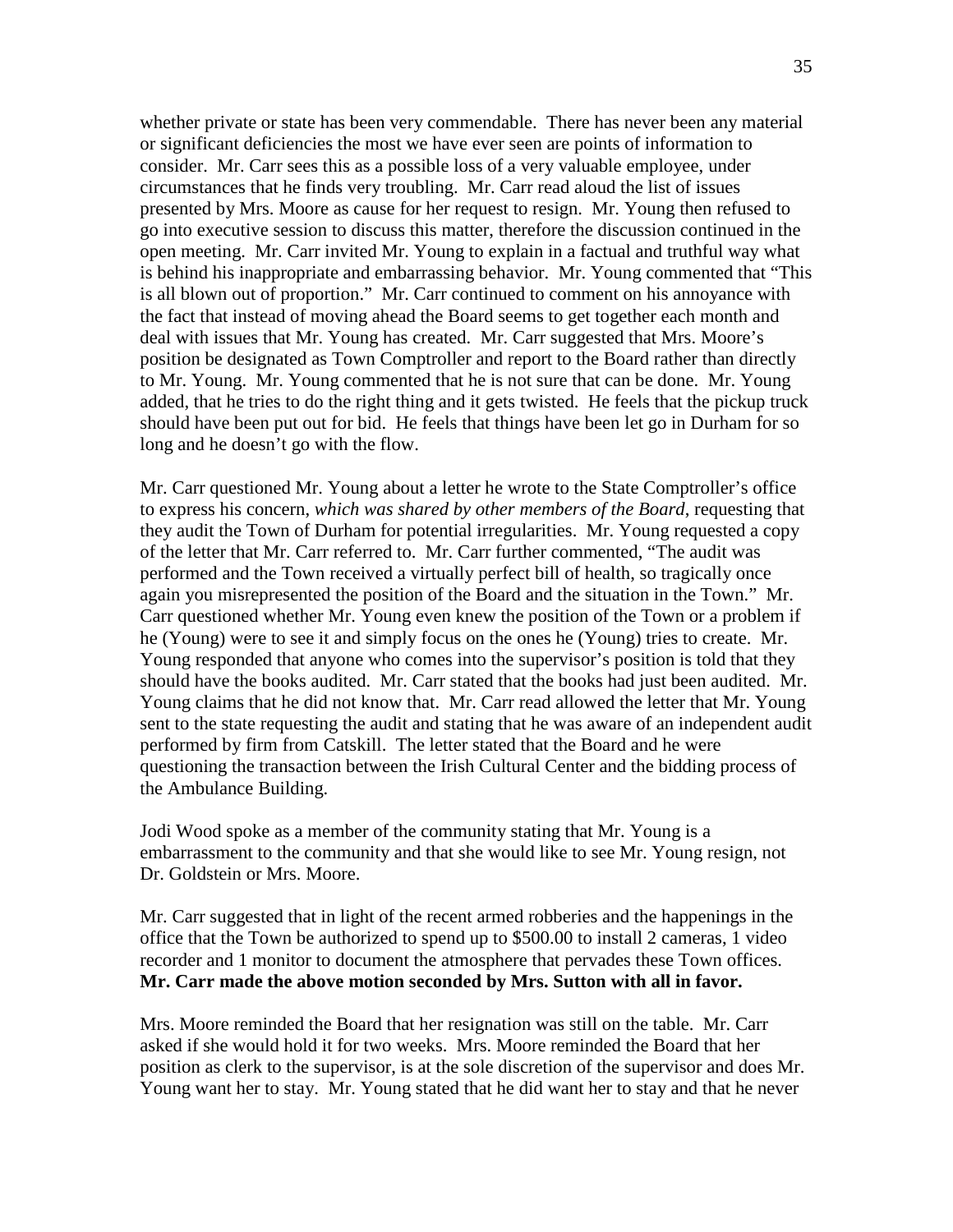whether private or state has been very commendable. There has never been any material or significant deficiencies the most we have ever seen are points of information to consider. Mr. Carr sees this as a possible loss of a very valuable employee, under circumstances that he finds very troubling. Mr. Carr read aloud the list of issues presented by Mrs. Moore as cause for her request to resign. Mr. Young then refused to go into executive session to discuss this matter, therefore the discussion continued in the open meeting. Mr. Carr invited Mr. Young to explain in a factual and truthful way what is behind his inappropriate and embarrassing behavior. Mr. Young commented that "This is all blown out of proportion." Mr. Carr continued to comment on his annoyance with the fact that instead of moving ahead the Board seems to get together each month and deal with issues that Mr. Young has created. Mr. Carr suggested that Mrs. Moore's position be designated as Town Comptroller and report to the Board rather than directly to Mr. Young. Mr. Young commented that he is not sure that can be done. Mr. Young added, that he tries to do the right thing and it gets twisted. He feels that the pickup truck should have been put out for bid. He feels that things have been let go in Durham for so long and he doesn't go with the flow.

Mr. Carr questioned Mr. Young about a letter he wrote to the State Comptroller's office to express his concern, *which was shared by other members of the Board*, requesting that they audit the Town of Durham for potential irregularities. Mr. Young requested a copy of the letter that Mr. Carr referred to. Mr. Carr further commented, "The audit was performed and the Town received a virtually perfect bill of health, so tragically once again you misrepresented the position of the Board and the situation in the Town." Mr. Carr questioned whether Mr. Young even knew the position of the Town or a problem if he (Young) were to see it and simply focus on the ones he (Young) tries to create. Mr. Young responded that anyone who comes into the supervisor's position is told that they should have the books audited. Mr. Carr stated that the books had just been audited. Mr. Young claims that he did not know that. Mr. Carr read allowed the letter that Mr. Young sent to the state requesting the audit and stating that he was aware of an independent audit performed by firm from Catskill. The letter stated that the Board and he were questioning the transaction between the Irish Cultural Center and the bidding process of the Ambulance Building.

Jodi Wood spoke as a member of the community stating that Mr. Young is a embarrassment to the community and that she would like to see Mr. Young resign, not Dr. Goldstein or Mrs. Moore.

Mr. Carr suggested that in light of the recent armed robberies and the happenings in the office that the Town be authorized to spend up to $500.00 to install 2 cameras, 1 video recorder and 1 monitor to document the atmosphere that pervades these Town offices. **Mr. Carr made the above motion seconded by Mrs. Sutton with all in favor.**

Mrs. Moore reminded the Board that her resignation was still on the table. Mr. Carr asked if she would hold it for two weeks. Mrs. Moore reminded the Board that her position as clerk to the supervisor, is at the sole discretion of the supervisor and does Mr. Young want her to stay. Mr. Young stated that he did want her to stay and that he never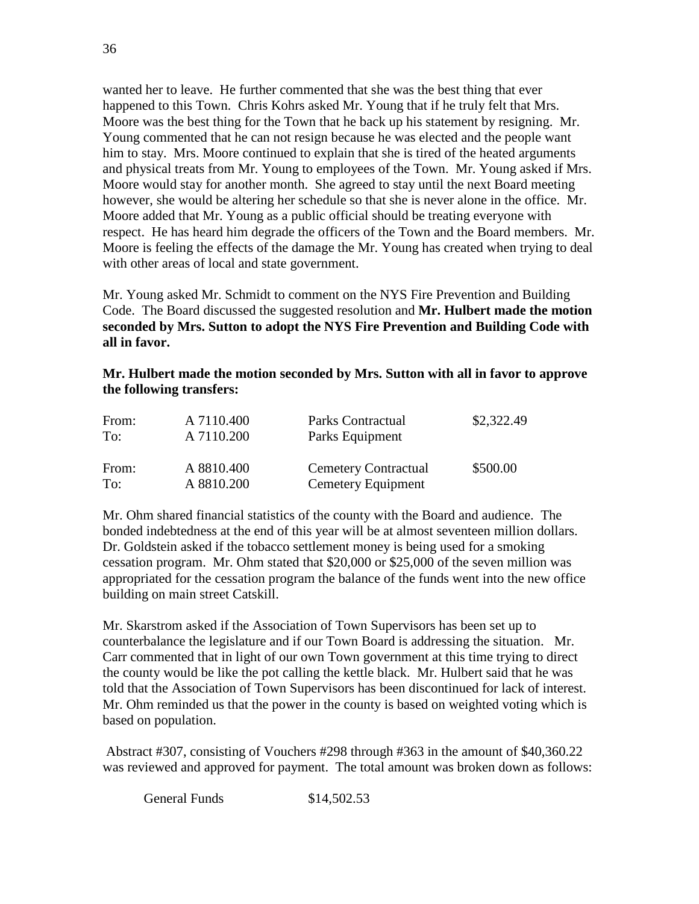wanted her to leave. He further commented that she was the best thing that ever happened to this Town. Chris Kohrs asked Mr. Young that if he truly felt that Mrs. Moore was the best thing for the Town that he back up his statement by resigning. Mr. Young commented that he can not resign because he was elected and the people want him to stay. Mrs. Moore continued to explain that she is tired of the heated arguments and physical treats from Mr. Young to employees of the Town. Mr. Young asked if Mrs. Moore would stay for another month. She agreed to stay until the next Board meeting however, she would be altering her schedule so that she is never alone in the office. Mr. Moore added that Mr. Young as a public official should be treating everyone with respect. He has heard him degrade the officers of the Town and the Board members. Mr. Moore is feeling the effects of the damage the Mr. Young has created when trying to deal with other areas of local and state government.

Mr. Young asked Mr. Schmidt to comment on the NYS Fire Prevention and Building Code. The Board discussed the suggested resolution and **Mr. Hulbert made the motion seconded by Mrs. Sutton to adopt the NYS Fire Prevention and Building Code with all in favor.**

**Mr. Hulbert made the motion seconded by Mrs. Sutton with all in favor to approve the following transfers:**

| | | | |
|---|---|---|---|
| From: | A 7110.400 | Parks Contractual | $2,322.49 |
| To: | A 7110.200 | Parks Equipment | |
| From: | A 8810.400 | Cemetery Contractual | $500.00 |
| To: | A 8810.200 | Cemetery Equipment | |

Mr. Ohm shared financial statistics of the county with the Board and audience. The bonded indebtedness at the end of this year will be at almost seventeen million dollars. Dr. Goldstein asked if the tobacco settlement money is being used for a smoking cessation program. Mr. Ohm stated that $20,000 or $25,000 of the seven million was appropriated for the cessation program the balance of the funds went into the new office building on main street Catskill.

Mr. Skarstrom asked if the Association of Town Supervisors has been set up to counterbalance the legislature and if our Town Board is addressing the situation. Mr. Carr commented that in light of our own Town government at this time trying to direct the county would be like the pot calling the kettle black. Mr. Hulbert said that he was told that the Association of Town Supervisors has been discontinued for lack of interest. Mr. Ohm reminded us that the power in the county is based on weighted voting which is based on population.

Abstract #307, consisting of Vouchers #298 through #363 in the amount of $40,360.22 was reviewed and approved for payment. The total amount was broken down as follows:

| | |
|---|---|
| General Funds | $14,502.53 |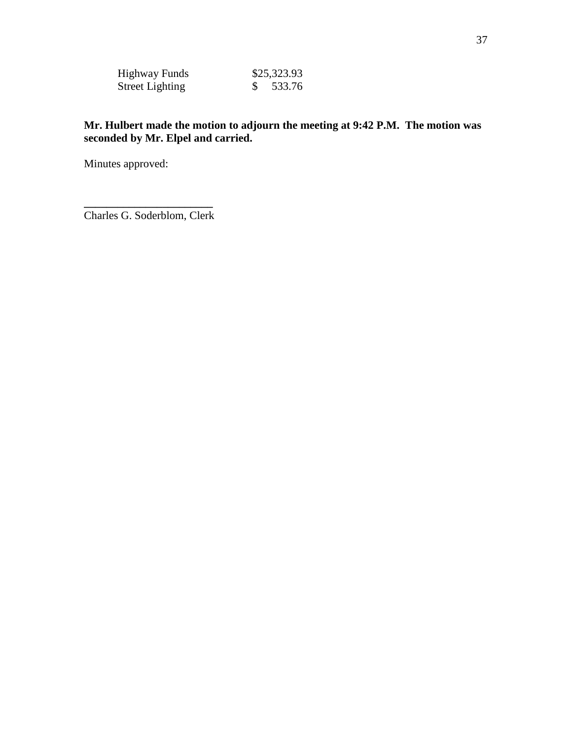| | |
|---|---|
| Highway Funds | $25,323.93 |
| Street Lighting | $ 533.76 |

**Mr. Hulbert made the motion to adjourn the meeting at 9:42 P.M. The motion was seconded by Mr. Elpel and carried.**

Minutes approved:

______________________
Charles G. Soderblom, Clerk